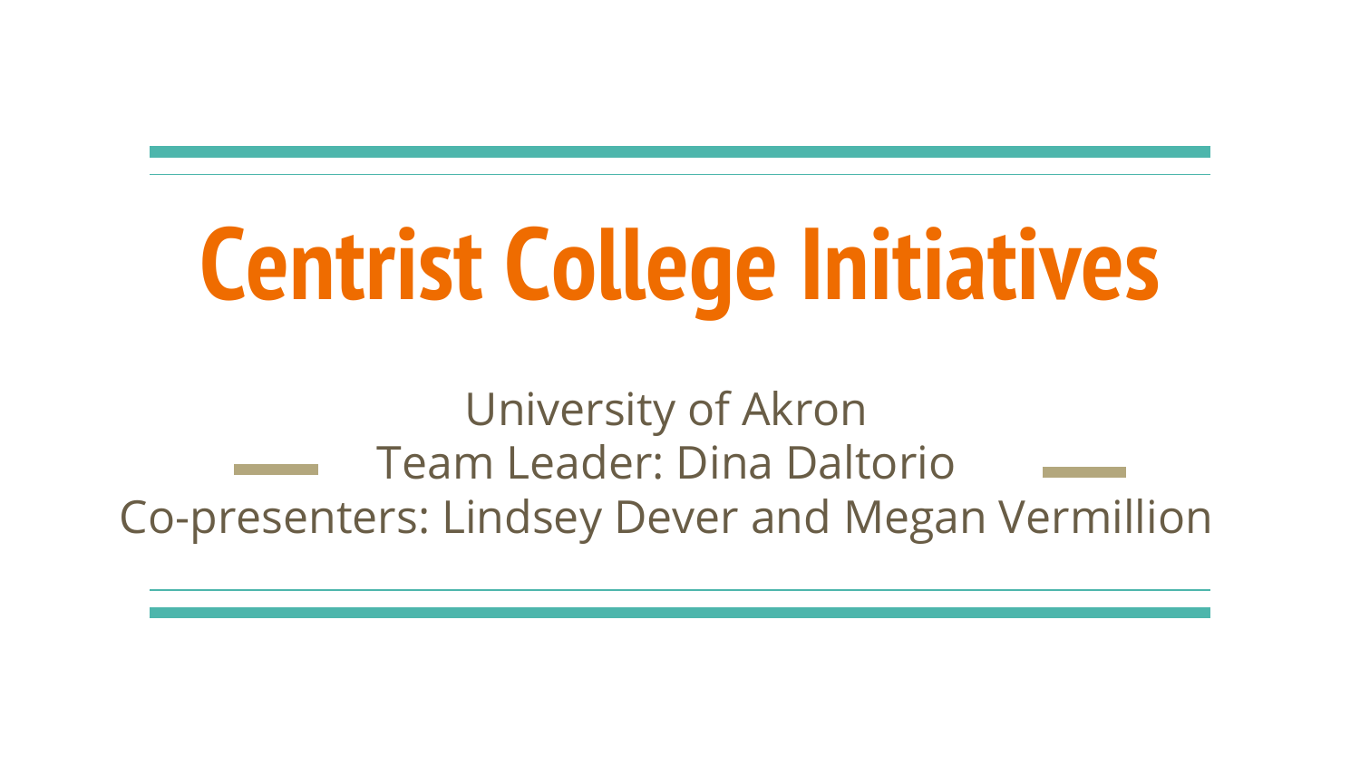# Centrist College Initiatives

University of Akron

Team Leader: Dina Daltorio

Co-presenters: Lindsey Dever and Megan Vermillion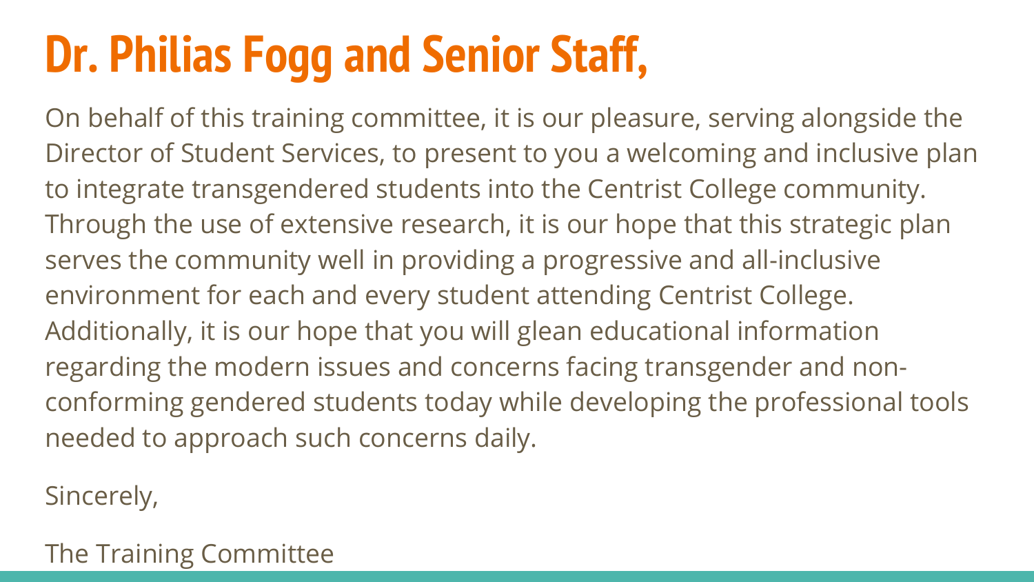# Dr. Philias Fogg and Senior Staff,

On behalf of this training committee, it is our pleasure, serving alongside the Director of Student Services, to present to you a welcoming and inclusive plan to integrate transgendered students into the Centrist College community. Through the use of extensive research, it is our hope that this strategic plan serves the community well in providing a progressive and all-inclusive environment for each and every student attending Centrist College. Additionally, it is our hope that you will glean educational information regarding the modern issues and concerns facing transgender and non-conforming gendered students today while developing the professional tools needed to approach such concerns daily.

Sincerely,

The Training Committee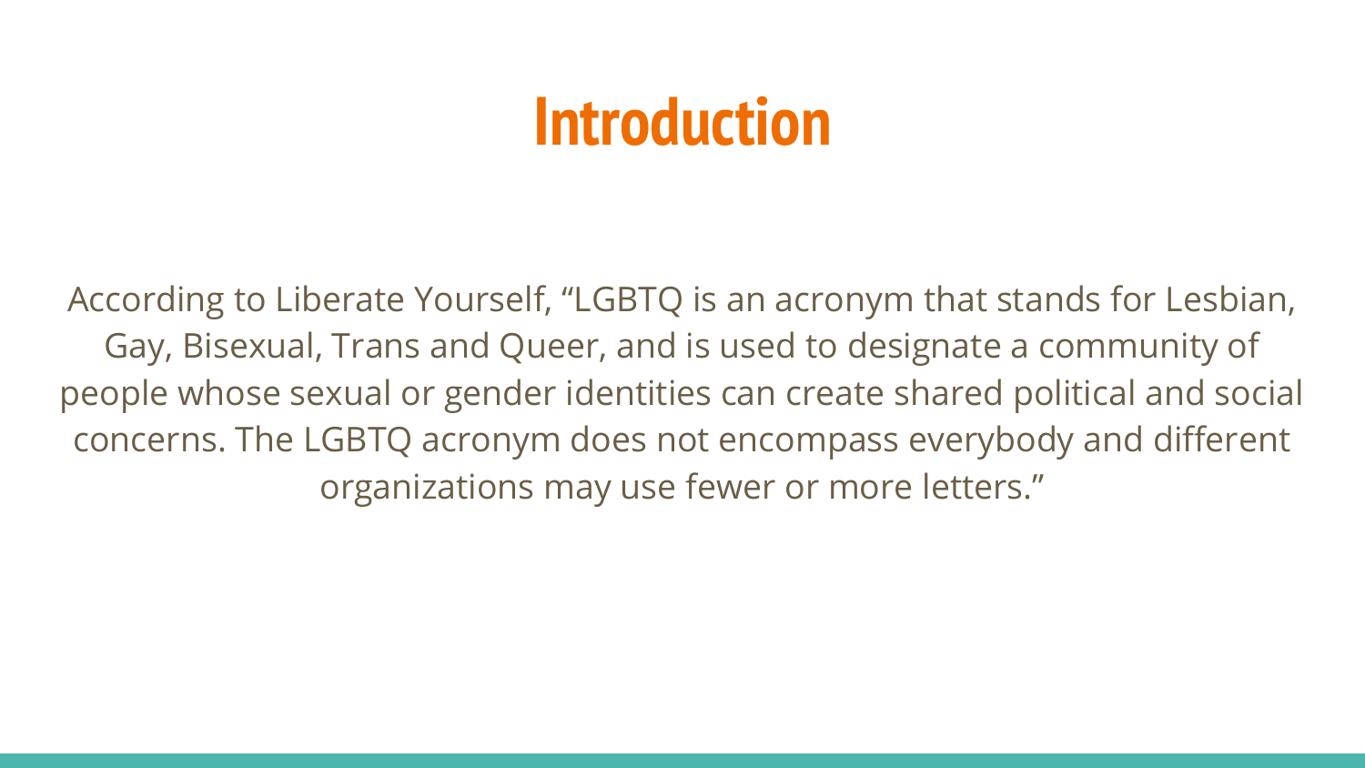# Introduction

According to Liberate Yourself, "LGBTQ is an acronym that stands for Lesbian, Gay, Bisexual, Trans and Queer, and is used to designate a community of people whose sexual or gender identities can create shared political and social concerns. The LGBTQ acronym does not encompass everybody and different organizations may use fewer or more letters."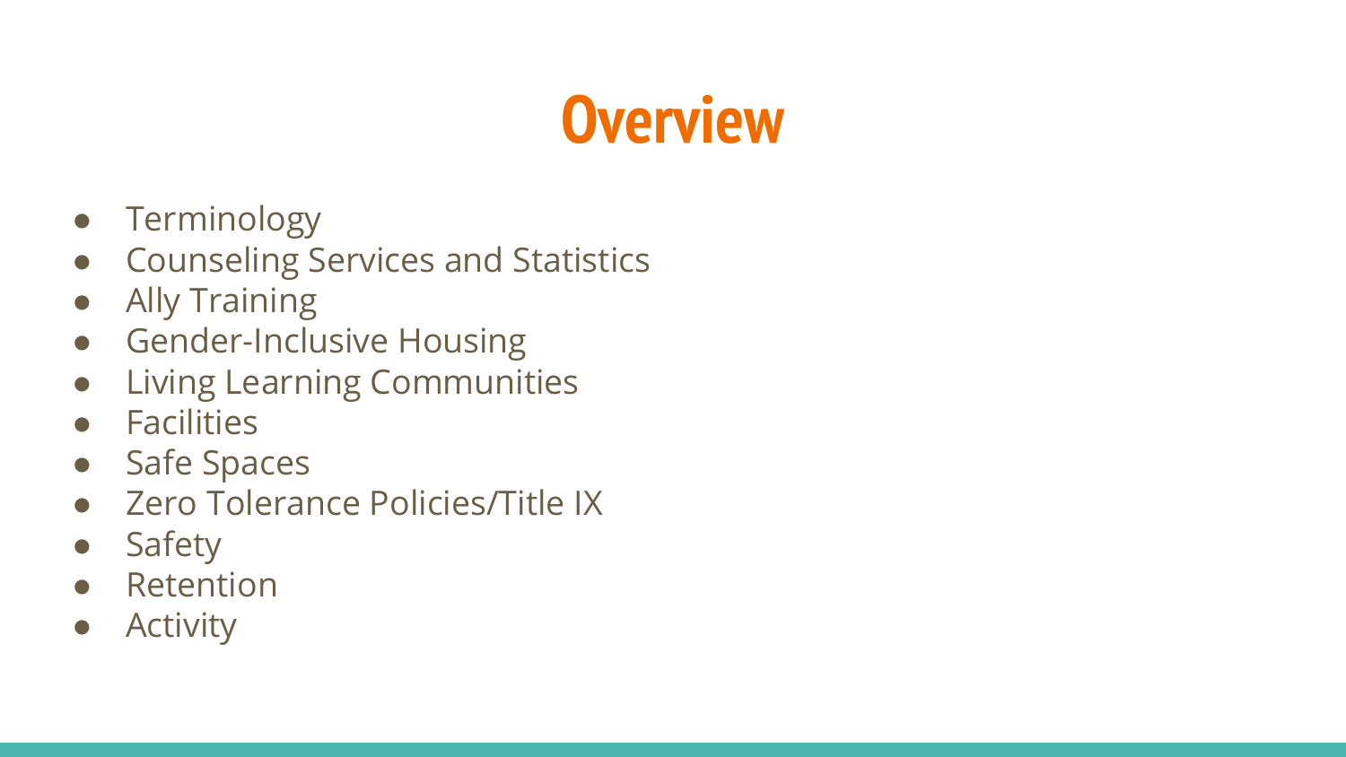# Overview

- Terminology
- Counseling Services and Statistics
- Ally Training
- Gender-Inclusive Housing
- Living Learning Communities
- Facilities
- Safe Spaces
- Zero Tolerance Policies/Title IX
- Safety
- Retention
- Activity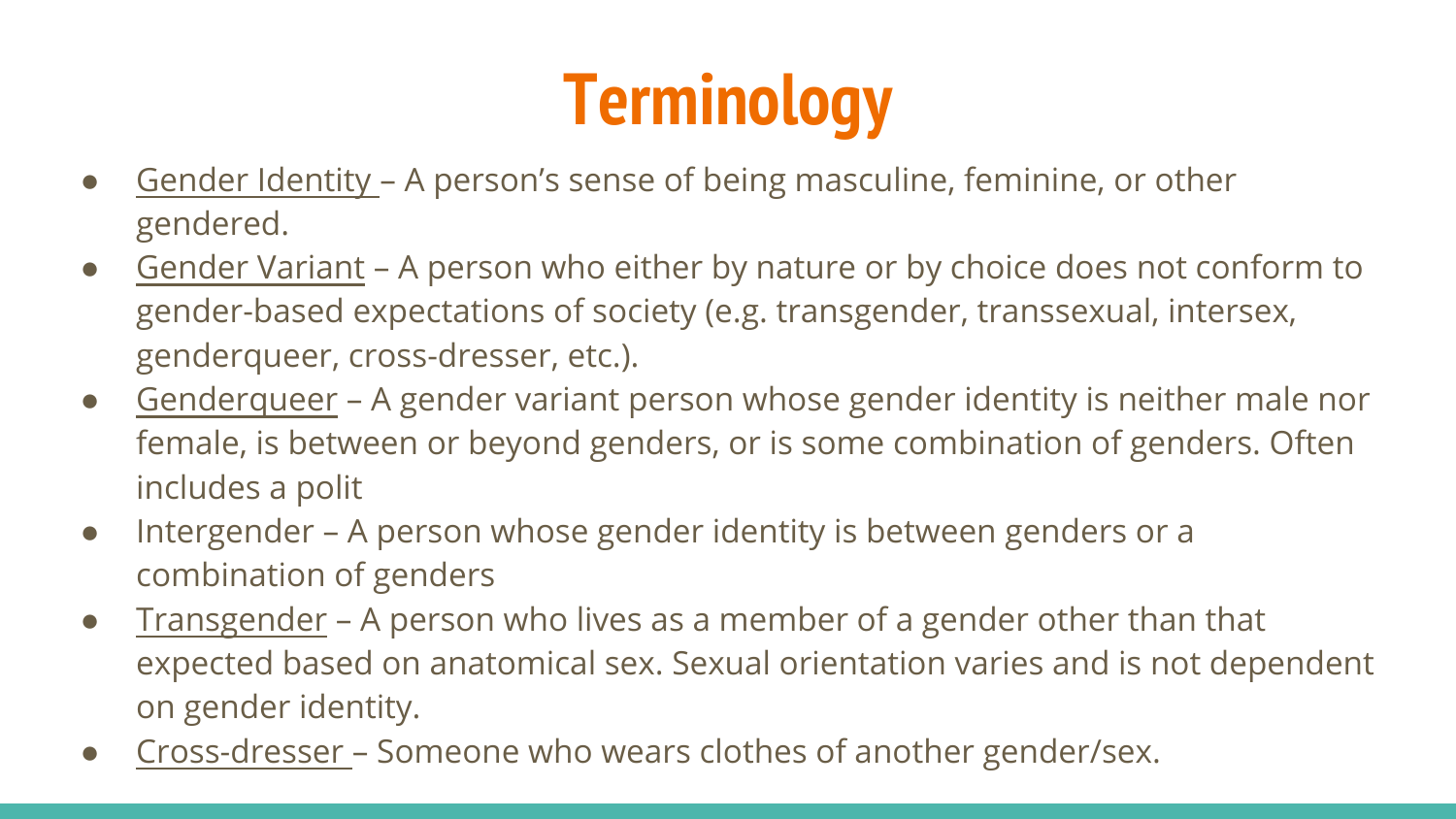# Terminology

- Gender Identity – A person's sense of being masculine, feminine, or other gendered.
- Gender Variant – A person who either by nature or by choice does not conform to gender-based expectations of society (e.g. transgender, transsexual, intersex, genderqueer, cross-dresser, etc.).
- Genderqueer – A gender variant person whose gender identity is neither male nor female, is between or beyond genders, or is some combination of genders. Often includes a polit
- Intergender – A person whose gender identity is between genders or a combination of genders
- Transgender – A person who lives as a member of a gender other than that expected based on anatomical sex. Sexual orientation varies and is not dependent on gender identity.
- Cross-dresser – Someone who wears clothes of another gender/sex.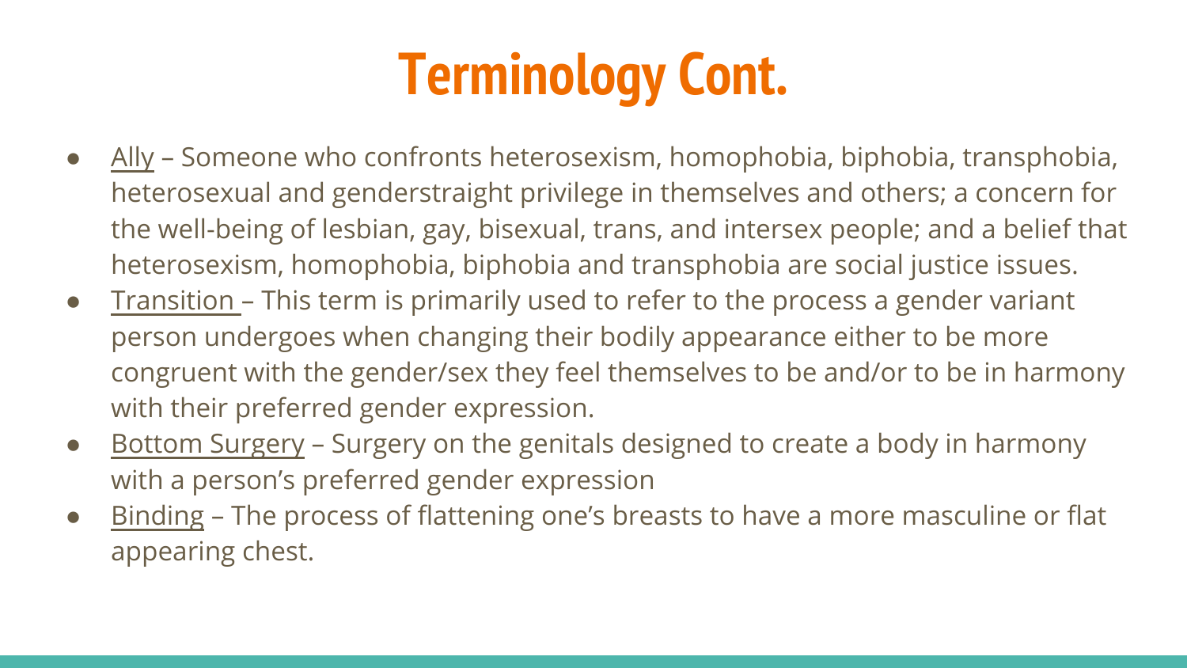# Terminology Cont.

- Ally – Someone who confronts heterosexism, homophobia, biphobia, transphobia, heterosexual and genderstraight privilege in themselves and others; a concern for the well-being of lesbian, gay, bisexual, trans, and intersex people; and a belief that heterosexism, homophobia, biphobia and transphobia are social justice issues.
- Transition – This term is primarily used to refer to the process a gender variant person undergoes when changing their bodily appearance either to be more congruent with the gender/sex they feel themselves to be and/or to be in harmony with their preferred gender expression.
- Bottom Surgery – Surgery on the genitals designed to create a body in harmony with a person's preferred gender expression
- Binding – The process of flattening one's breasts to have a more masculine or flat appearing chest.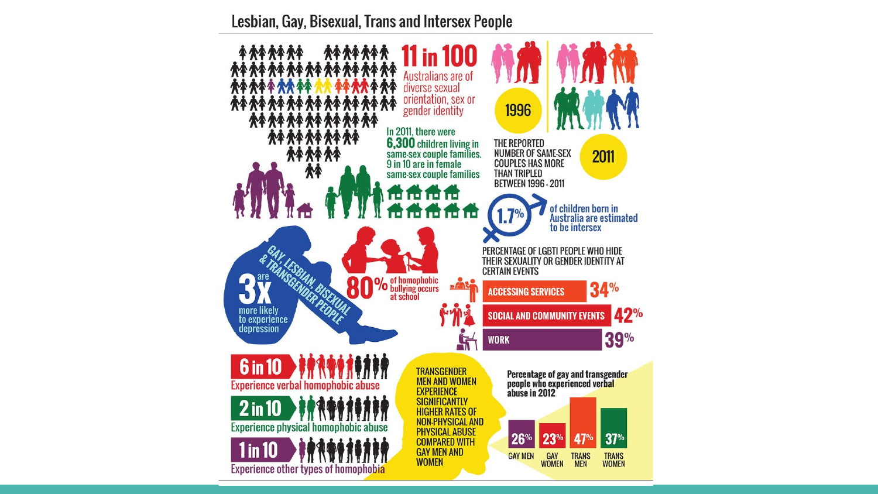# Lesbian, Gay, Bisexual, Trans and Intersex People

**11 in 100** Australians are of diverse sexual orientation, sex or gender identity

In 2011, there were **6,300** children living in same-sex couple families. 9 in 10 are in female same-sex couple families

1996

2011

THE REPORTED NUMBER OF SAME-SEX COUPLES HAS MORE THAN TRIPLED BETWEEN 1996 - 2011

**1.7%** of children born in Australia are estimated to be intersex

GAY, LESBIAN, BISEXUAL & TRANSGENDER PEOPLE are **3x** more likely to experience depression

**80%** of homophobic bullying occurs at school

PERCENTAGE OF LGBTI PEOPLE WHO HIDE THEIR SEXUALITY OR GENDER IDENTITY AT CERTAIN EVENTS

| Event | Percentage |
| --- | --- |
| ACCESSING SERVICES | 34% |
| SOCIAL AND COMMUNITY EVENTS | 42% |
| WORK | 39% |

**6 in 10** Experience verbal homophobic abuse

**2 in 10** Experience physical homophobic abuse

**1 in 10** Experience other types of homophobia

TRANSGENDER MEN AND WOMEN EXPERIENCE SIGNIFICANTLY HIGHER RATES OF NON-PHYSICAL AND PHYSICAL ABUSE COMPARED WITH GAY MEN AND WOMEN

Percentage of gay and transgender people who experienced verbal abuse in 2012

| GAY MEN | GAY WOMEN | TRANS MEN | TRANS WOMEN |
| --- | --- | --- | --- |
| 26% | 23% | 47% | 37% |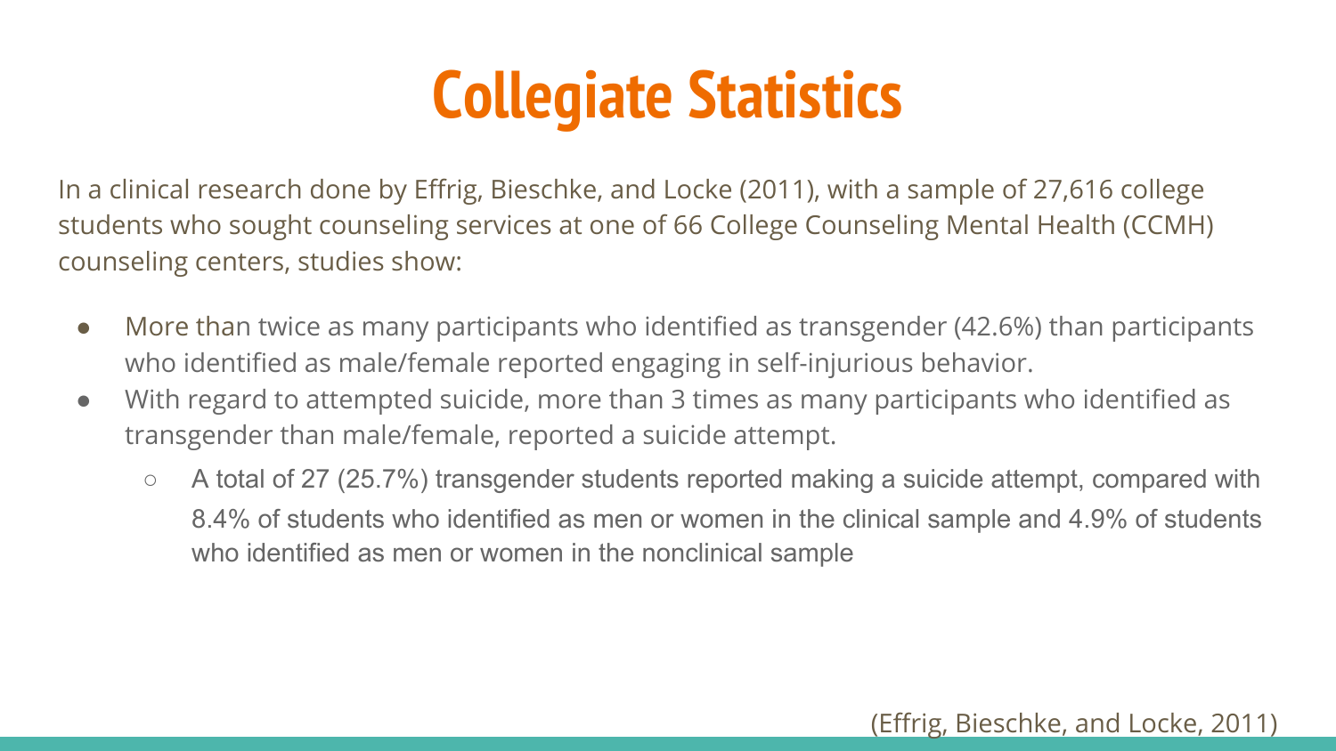# Collegiate Statistics

In a clinical research done by Effrig, Bieschke, and Locke (2011), with a sample of 27,616 college students who sought counseling services at one of 66 College Counseling Mental Health (CCMH) counseling centers, studies show:

- More than twice as many participants who identified as transgender (42.6%) than participants who identified as male/female reported engaging in self-injurious behavior.
- With regard to attempted suicide, more than 3 times as many participants who identified as transgender than male/female, reported a suicide attempt.
  - A total of 27 (25.7%) transgender students reported making a suicide attempt, compared with 8.4% of students who identified as men or women in the clinical sample and 4.9% of students who identified as men or women in the nonclinical sample

(Effrig, Bieschke, and Locke, 2011)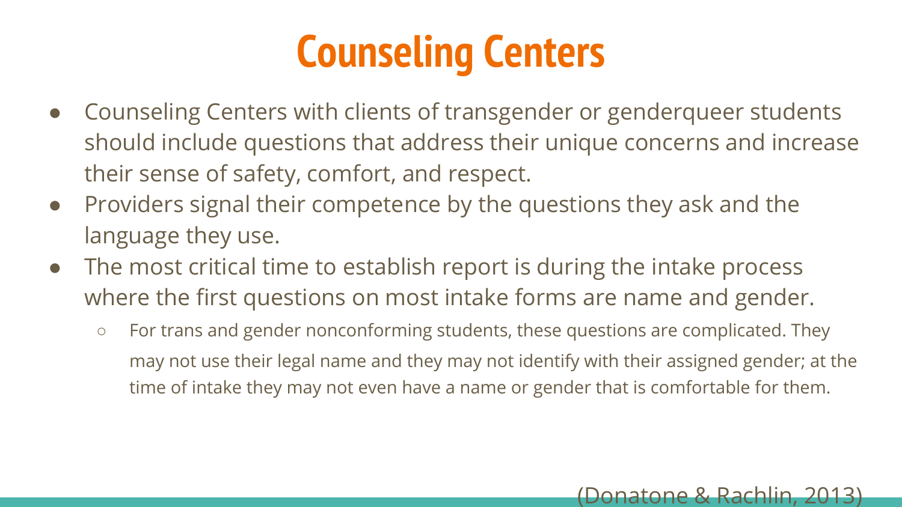# Counseling Centers

- Counseling Centers with clients of transgender or genderqueer students should include questions that address their unique concerns and increase their sense of safety, comfort, and respect.
- Providers signal their competence by the questions they ask and the language they use.
- The most critical time to establish report is during the intake process where the first questions on most intake forms are name and gender.
  - For trans and gender nonconforming students, these questions are complicated. They may not use their legal name and they may not identify with their assigned gender; at the time of intake they may not even have a name or gender that is comfortable for them.

(Donatone & Rachlin, 2013)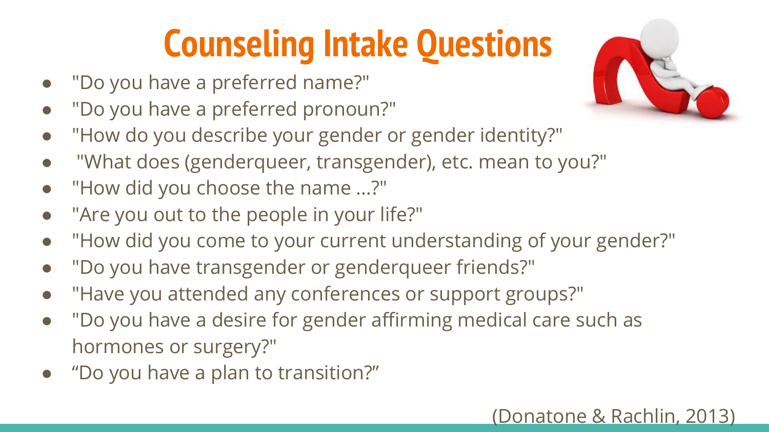# Counseling Intake Questions

- "Do you have a preferred name?"
- "Do you have a preferred pronoun?"
- "How do you describe your gender or gender identity?"
- "What does (genderqueer, transgender), etc. mean to you?"
- "How did you choose the name ...?"
- "Are you out to the people in your life?"
- "How did you come to your current understanding of your gender?"
- "Do you have transgender or genderqueer friends?"
- "Have you attended any conferences or support groups?"
- "Do you have a desire for gender affirming medical care such as hormones or surgery?"
- "Do you have a plan to transition?"

(Donatone & Rachlin, 2013)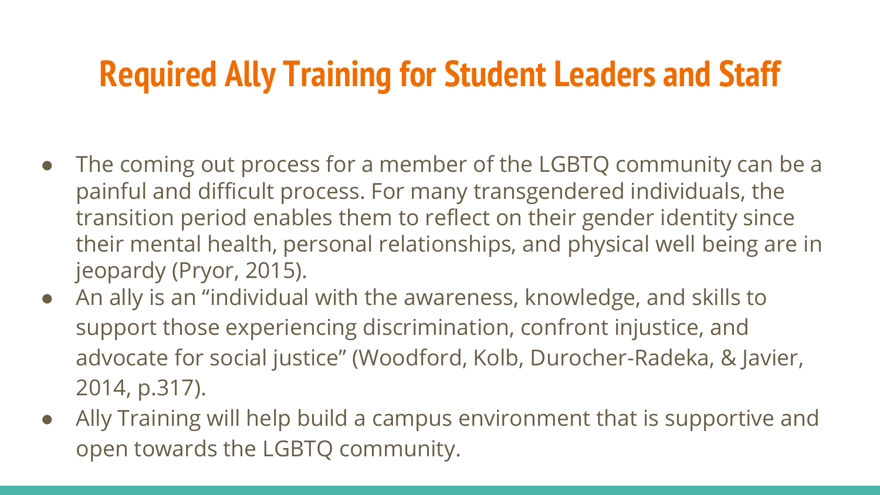# Required Ally Training for Student Leaders and Staff

- The coming out process for a member of the LGBTQ community can be a painful and difficult process. For many transgendered individuals, the transition period enables them to reflect on their gender identity since their mental health, personal relationships, and physical well being are in jeopardy (Pryor, 2015).
- An ally is an "individual with the awareness, knowledge, and skills to support those experiencing discrimination, confront injustice, and advocate for social justice" (Woodford, Kolb, Durocher-Radeka, & Javier, 2014, p.317).
- Ally Training will help build a campus environment that is supportive and open towards the LGBTQ community.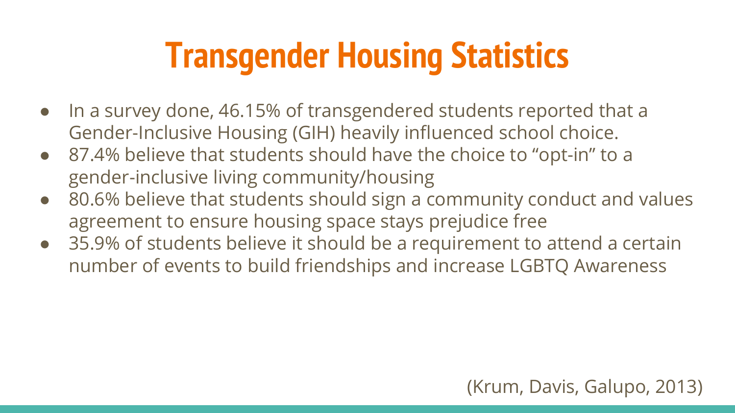# Transgender Housing Statistics

- In a survey done, 46.15% of transgendered students reported that a Gender-Inclusive Housing (GIH) heavily influenced school choice.
- 87.4% believe that students should have the choice to “opt-in” to a gender-inclusive living community/housing
- 80.6% believe that students should sign a community conduct and values agreement to ensure housing space stays prejudice free
- 35.9% of students believe it should be a requirement to attend a certain number of events to build friendships and increase LGBTQ Awareness

(Krum, Davis, Galupo, 2013)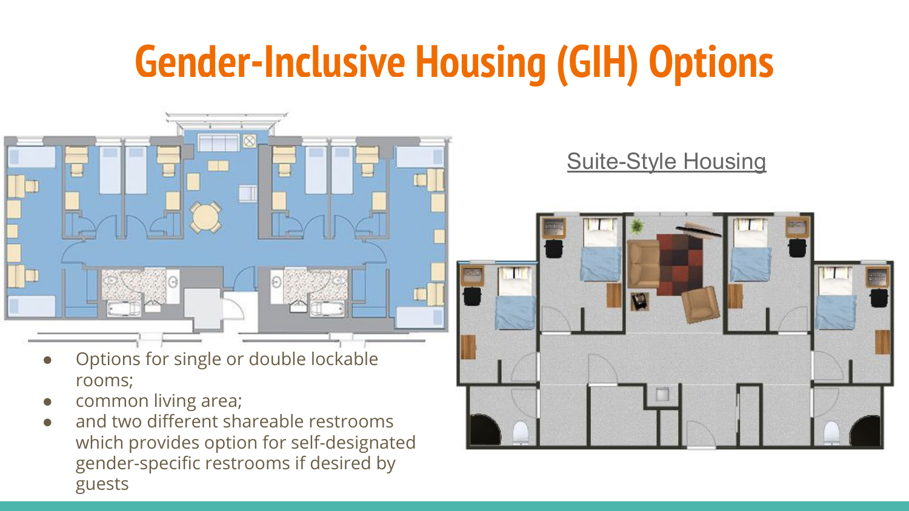# Gender-Inclusive Housing (GIH) Options

Suite-Style Housing

- Options for single or double lockable rooms;
- common living area;
- and two different shareable restrooms which provides option for self-designated gender-specific restrooms if desired by guests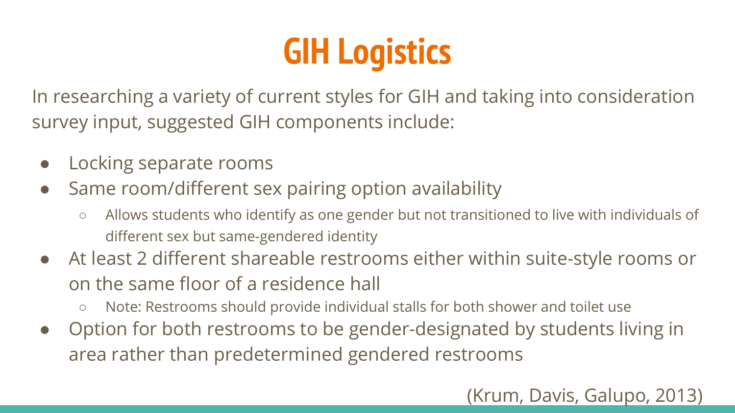# GIH Logistics

In researching a variety of current styles for GIH and taking into consideration survey input, suggested GIH components include:

- Locking separate rooms
- Same room/different sex pairing option availability
  - Allows students who identify as one gender but not transitioned to live with individuals of different sex but same-gendered identity
- At least 2 different shareable restrooms either within suite-style rooms or on the same floor of a residence hall
  - Note: Restrooms should provide individual stalls for both shower and toilet use
- Option for both restrooms to be gender-designated by students living in area rather than predetermined gendered restrooms

(Krum, Davis, Galupo, 2013)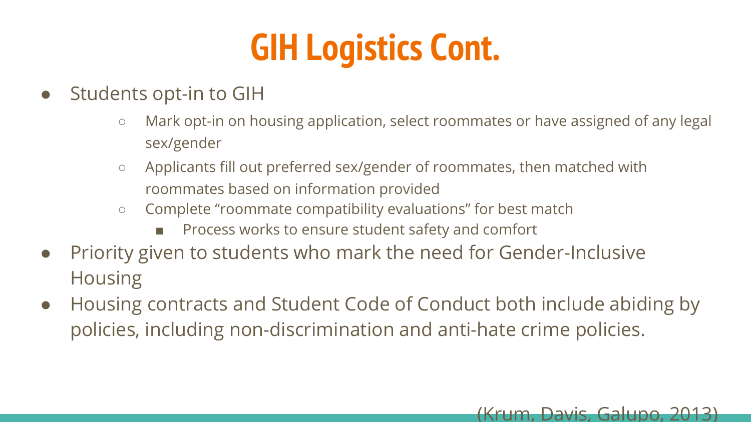# GIH Logistics Cont.

- Students opt-in to GIH
  - Mark opt-in on housing application, select roommates or have assigned of any legal sex/gender
  - Applicants fill out preferred sex/gender of roommates, then matched with roommates based on information provided
  - Complete “roommate compatibility evaluations” for best match
    - Process works to ensure student safety and comfort
- Priority given to students who mark the need for Gender-Inclusive Housing
- Housing contracts and Student Code of Conduct both include abiding by policies, including non-discrimination and anti-hate crime policies.

(Krum, Davis, Galupo, 2013)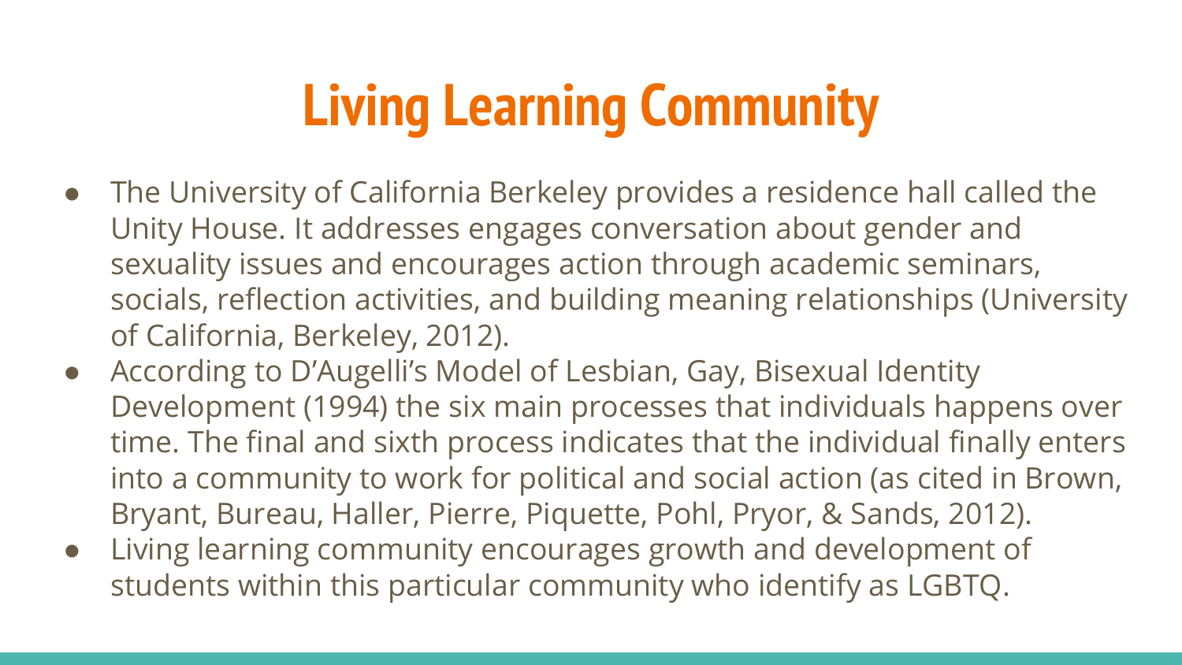# Living Learning Community

- The University of California Berkeley provides a residence hall called the Unity House. It addresses engages conversation about gender and sexuality issues and encourages action through academic seminars, socials, reflection activities, and building meaning relationships (University of California, Berkeley, 2012).
- According to D'Augelli's Model of Lesbian, Gay, Bisexual Identity Development (1994) the six main processes that individuals happens over time. The final and sixth process indicates that the individual finally enters into a community to work for political and social action (as cited in Brown, Bryant, Bureau, Haller, Pierre, Piquette, Pohl, Pryor, & Sands, 2012).
- Living learning community encourages growth and development of students within this particular community who identify as LGBTQ.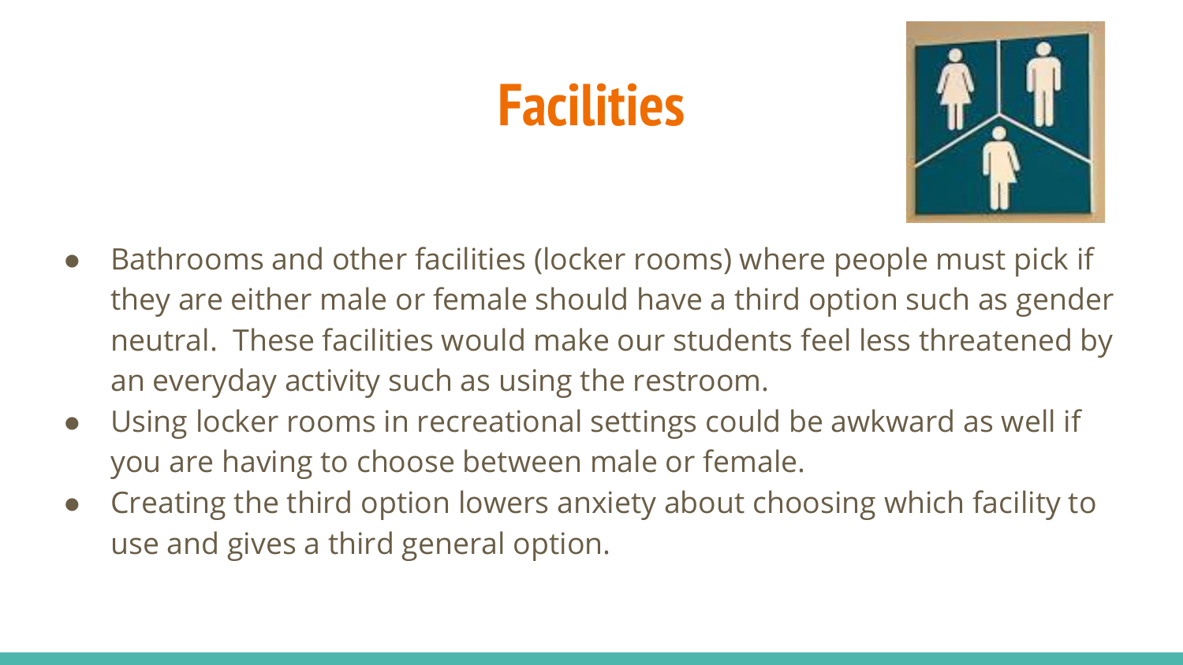# Facilities

- Bathrooms and other facilities (locker rooms) where people must pick if they are either male or female should have a third option such as gender neutral. These facilities would make our students feel less threatened by an everyday activity such as using the restroom.
- Using locker rooms in recreational settings could be awkward as well if you are having to choose between male or female.
- Creating the third option lowers anxiety about choosing which facility to use and gives a third general option.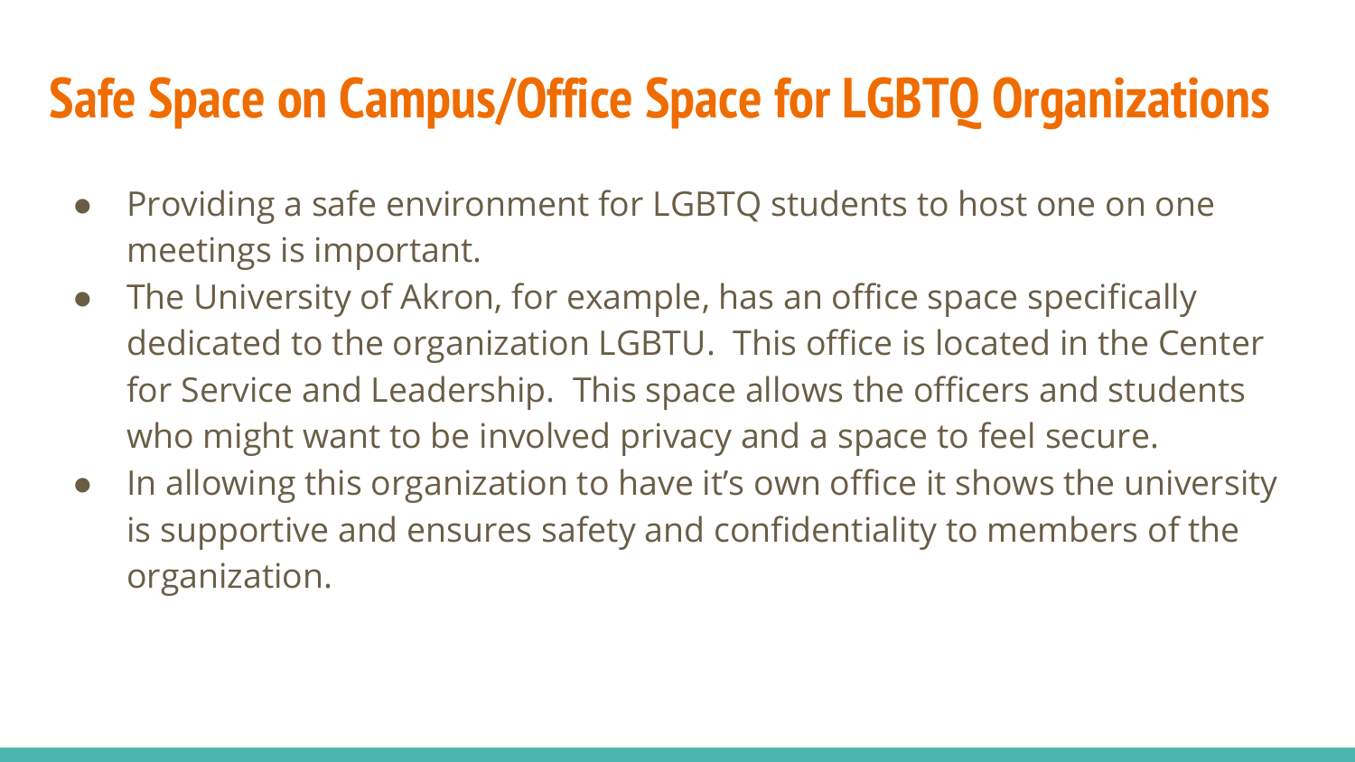# Safe Space on Campus/Office Space for LGBTQ Organizations

- Providing a safe environment for LGBTQ students to host one on one meetings is important.
- The University of Akron, for example, has an office space specifically dedicated to the organization LGBTU. This office is located in the Center for Service and Leadership. This space allows the officers and students who might want to be involved privacy and a space to feel secure.
- In allowing this organization to have it's own office it shows the university is supportive and ensures safety and confidentiality to members of the organization.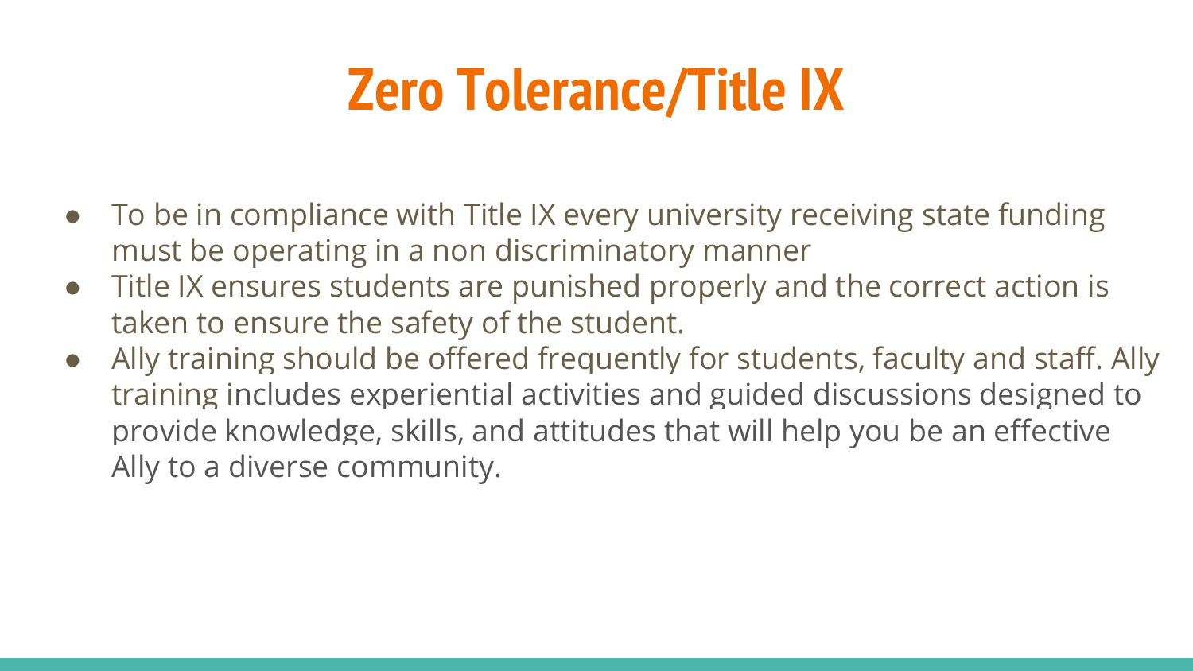# Zero Tolerance/Title IX

- To be in compliance with Title IX every university receiving state funding must be operating in a non discriminatory manner
- Title IX ensures students are punished properly and the correct action is taken to ensure the safety of the student.
- Ally training should be offered frequently for students, faculty and staff. Ally training includes experiential activities and guided discussions designed to provide knowledge, skills, and attitudes that will help you be an effective Ally to a diverse community.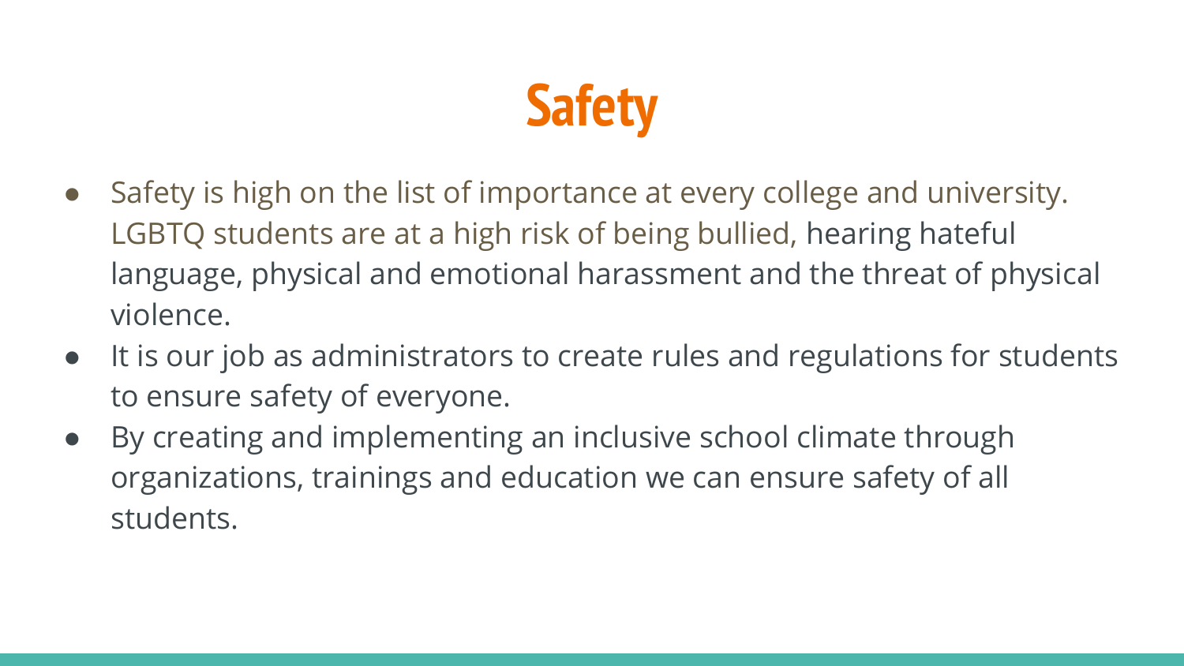# Safety

- Safety is high on the list of importance at every college and university. LGBTQ students are at a high risk of being bullied, hearing hateful language, physical and emotional harassment and the threat of physical violence.
- It is our job as administrators to create rules and regulations for students to ensure safety of everyone.
- By creating and implementing an inclusive school climate through organizations, trainings and education we can ensure safety of all students.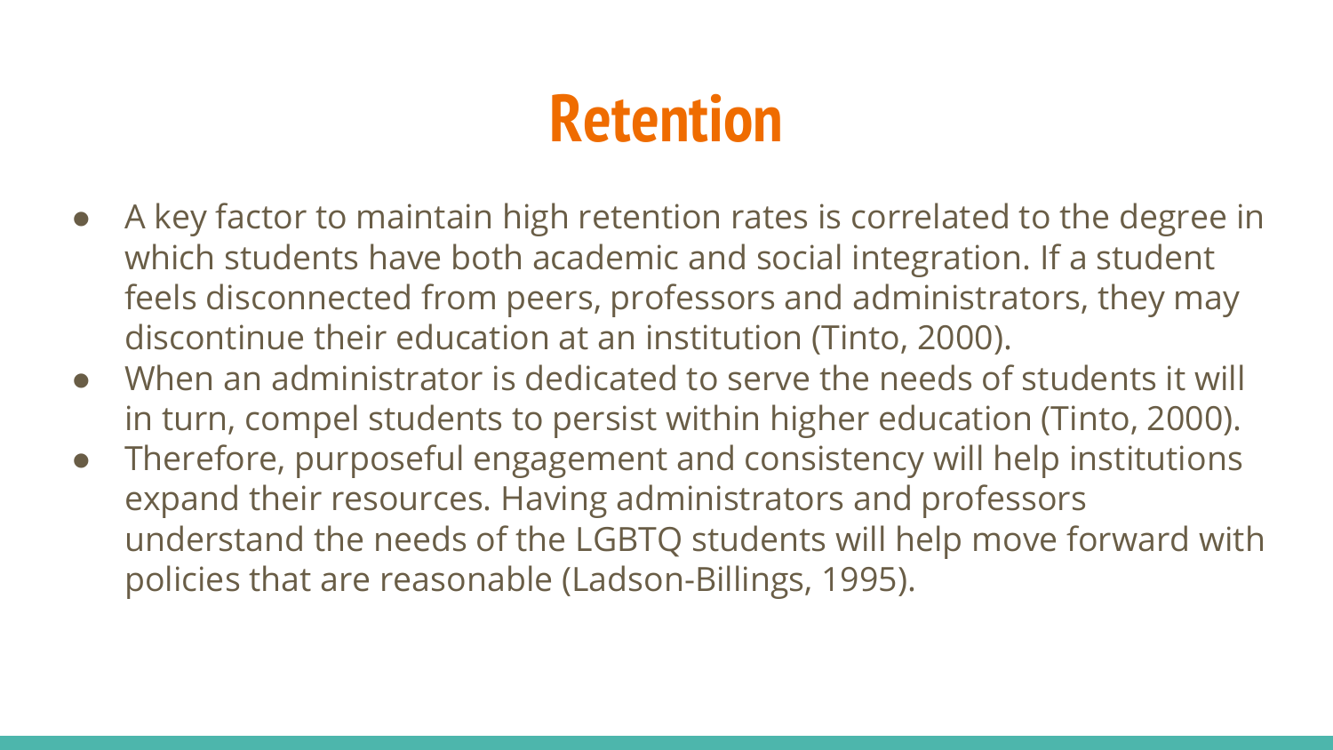# Retention

- A key factor to maintain high retention rates is correlated to the degree in which students have both academic and social integration. If a student feels disconnected from peers, professors and administrators, they may discontinue their education at an institution (Tinto, 2000).
- When an administrator is dedicated to serve the needs of students it will in turn, compel students to persist within higher education (Tinto, 2000).
- Therefore, purposeful engagement and consistency will help institutions expand their resources. Having administrators and professors understand the needs of the LGBTQ students will help move forward with policies that are reasonable (Ladson-Billings, 1995).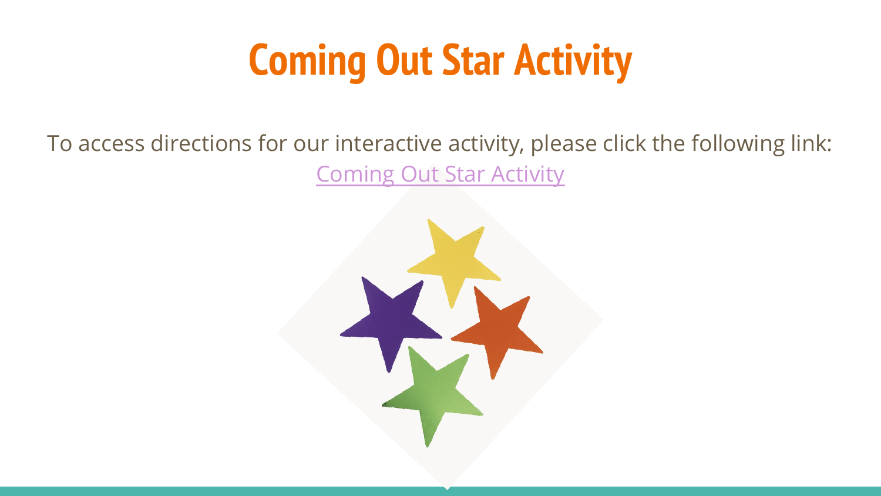# Coming Out Star Activity

To access directions for our interactive activity, please click the following link: Coming Out Star Activity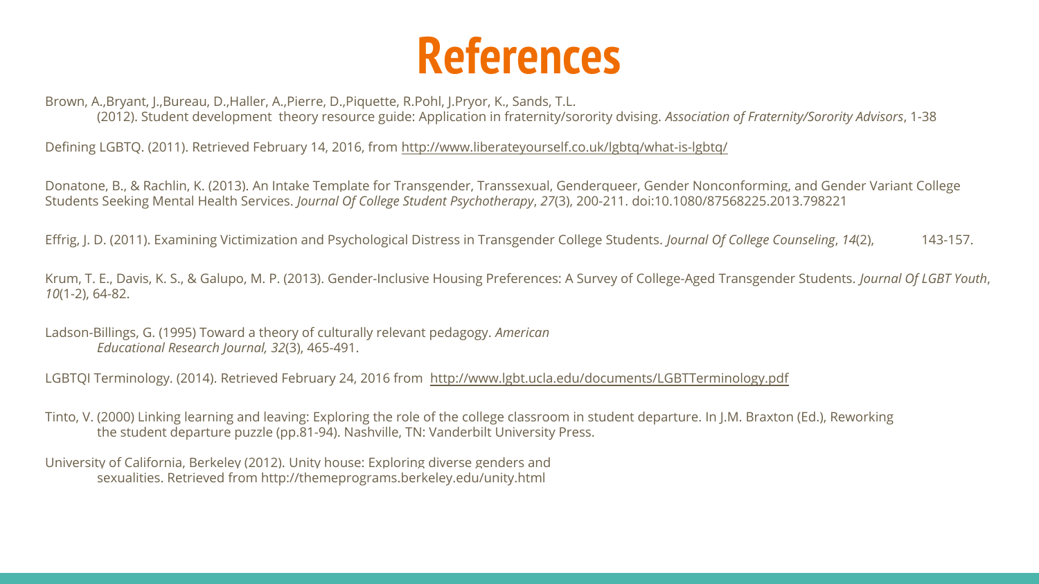# References

Brown, A.,Bryant, J.,Bureau, D.,Haller, A.,Pierre, D.,Piquette, R.Pohl, J.Pryor, K., Sands, T.L. (2012). Student development theory resource guide: Application in fraternity/sorority dvising. *Association of Fraternity/Sorority Advisors*, 1-38

Defining LGBTQ. (2011). Retrieved February 14, 2016, from http://www.liberateyourself.co.uk/lgbtq/what-is-lgbtq/

Donatone, B., & Rachlin, K. (2013). An Intake Template for Transgender, Transsexual, Genderqueer, Gender Nonconforming, and Gender Variant College Students Seeking Mental Health Services. *Journal Of College Student Psychotherapy*, *27*(3), 200-211. doi:10.1080/87568225.2013.798221

Effrig, J. D. (2011). Examining Victimization and Psychological Distress in Transgender College Students. *Journal Of College Counseling*, *14*(2), 143-157.

Krum, T. E., Davis, K. S., & Galupo, M. P. (2013). Gender-Inclusive Housing Preferences: A Survey of College-Aged Transgender Students. *Journal Of LGBT Youth*, *10*(1-2), 64-82.

Ladson-Billings, G. (1995) Toward a theory of culturally relevant pedagogy. *American Educational Research Journal, 32*(3), 465-491.

LGBTQI Terminology. (2014). Retrieved February 24, 2016 from http://www.lgbt.ucla.edu/documents/LGBTTerminology.pdf

Tinto, V. (2000) Linking learning and leaving: Exploring the role of the college classroom in student departure. In J.M. Braxton (Ed.), Reworking the student departure puzzle (pp.81-94). Nashville, TN: Vanderbilt University Press.

University of California, Berkeley (2012). Unity house: Exploring diverse genders and sexualities. Retrieved from http://themeprograms.berkeley.edu/unity.html